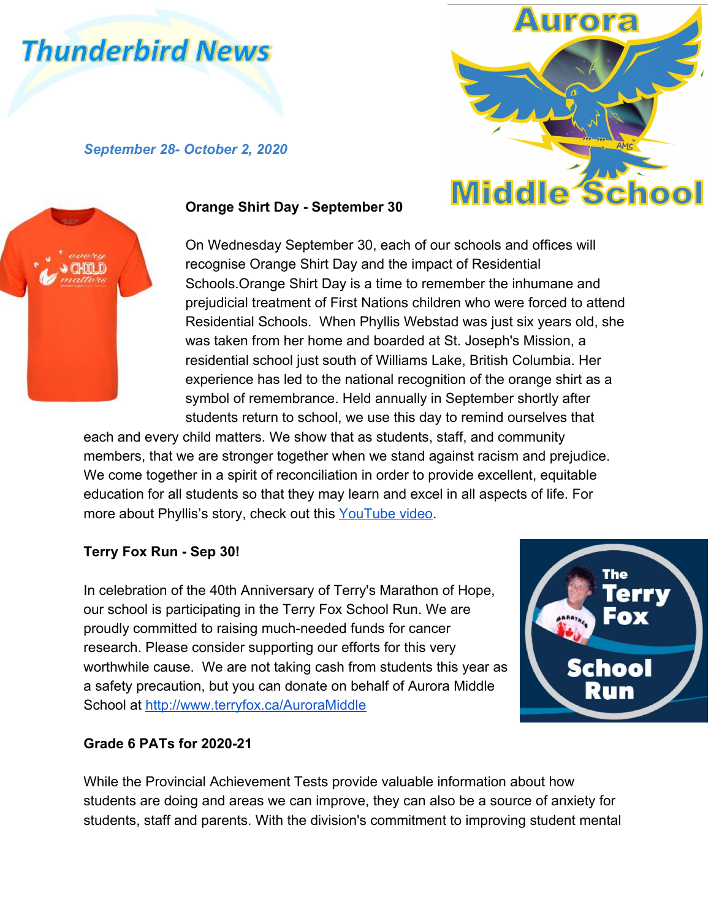# Thunderbird News

*September 28- October 2, 2020*

**Aurora Middle School**

## Orange Shirt Day - September 30

On Wednesday September 30, each of our schools and offices will recognise Orange Shirt Day and the impact of Residential Schools.Orange Shirt Day is a time to remember the inhumane and prejudicial treatment of First Nations children who were forced to attend Residential Schools. When Phyllis Webstad was just six years old, she was taken from her home and boarded at St. Joseph's Mission, a residential school just south of Williams Lake, British Columbia. Her experience has led to the national recognition of the orange shirt as a symbol of remembrance. Held annually in September shortly after students return to school, we use this day to remind ourselves that each and every child matters. We show that as students, staff, and community members, that we are stronger together when we stand against racism and prejudice. We come together in a spirit of reconciliation in order to provide excellent, equitable education for all students so that they may learn and excel in all aspects of life. For more about Phyllis's story, check out this [YouTube video](#).

## Terry Fox Run - Sep 30!

In celebration of the 40th Anniversary of Terry's Marathon of Hope, our school is participating in the Terry Fox School Run. We are proudly committed to raising much-needed funds for cancer research. Please consider supporting our efforts for this very worthwhile cause. We are not taking cash from students this year as a safety precaution, but you can donate on behalf of Aurora Middle School at [http://www.terryfox.ca/AuroraMiddle](http://www.terryfox.ca/AuroraMiddle)

## Grade 6 PATs for 2020-21

While the Provincial Achievement Tests provide valuable information about how students are doing and areas we can improve, they can also be a source of anxiety for students, staff and parents. With the division's commitment to improving student mental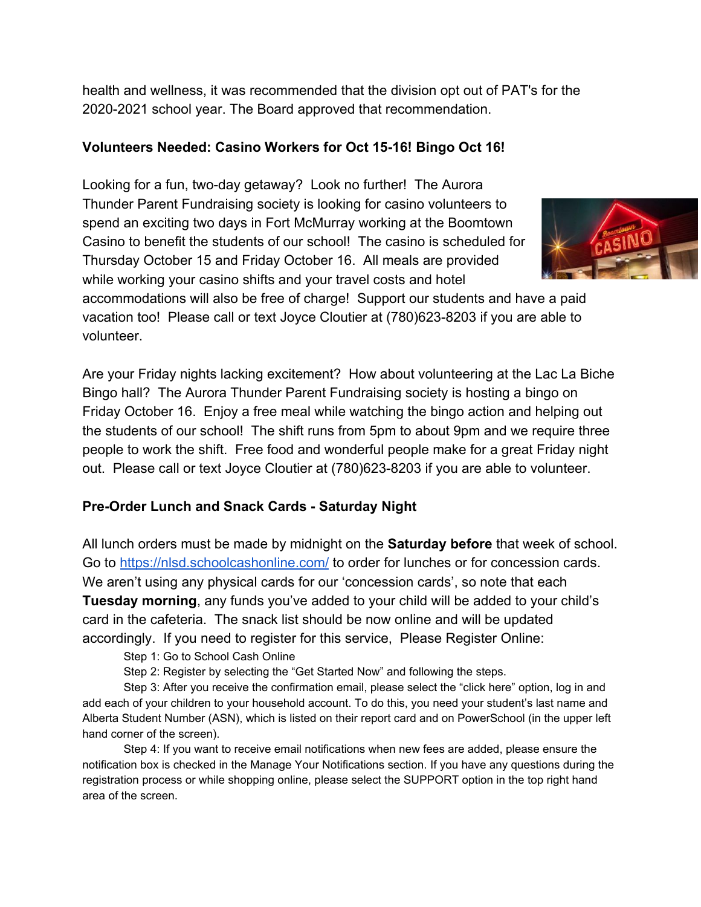health and wellness, it was recommended that the division opt out of PAT's for the 2020-2021 school year. The Board approved that recommendation.

**Volunteers Needed: Casino Workers for Oct 15-16! Bingo Oct 16!**

Looking for a fun, two-day getaway? Look no further! The Aurora Thunder Parent Fundraising society is looking for casino volunteers to spend an exciting two days in Fort McMurray working at the Boomtown Casino to benefit the students of our school! The casino is scheduled for Thursday October 15 and Friday October 16. All meals are provided while working your casino shifts and your travel costs and hotel accommodations will also be free of charge! Support our students and have a paid vacation too! Please call or text Joyce Cloutier at (780)623-8203 if you are able to volunteer.

Are your Friday nights lacking excitement? How about volunteering at the Lac La Biche Bingo hall? The Aurora Thunder Parent Fundraising society is hosting a bingo on Friday October 16. Enjoy a free meal while watching the bingo action and helping out the students of our school! The shift runs from 5pm to about 9pm and we require three people to work the shift. Free food and wonderful people make for a great Friday night out. Please call or text Joyce Cloutier at (780)623-8203 if you are able to volunteer.

**Pre-Order Lunch and Snack Cards - Saturday Night**

All lunch orders must be made by midnight on the **Saturday before** that week of school. Go to https://nlsd.schoolcashonline.com/ to order for lunches or for concession cards. We aren't using any physical cards for our 'concession cards', so note that each **Tuesday morning**, any funds you've added to your child will be added to your child's card in the cafeteria. The snack list should be now online and will be updated accordingly. If you need to register for this service, Please Register Online:

Step 1: Go to School Cash Online

Step 2: Register by selecting the "Get Started Now" and following the steps.

Step 3: After you receive the confirmation email, please select the "click here" option, log in and add each of your children to your household account. To do this, you need your student's last name and Alberta Student Number (ASN), which is listed on their report card and on PowerSchool (in the upper left hand corner of the screen).

Step 4: If you want to receive email notifications when new fees are added, please ensure the notification box is checked in the Manage Your Notifications section. If you have any questions during the registration process or while shopping online, please select the SUPPORT option in the top right hand area of the screen.